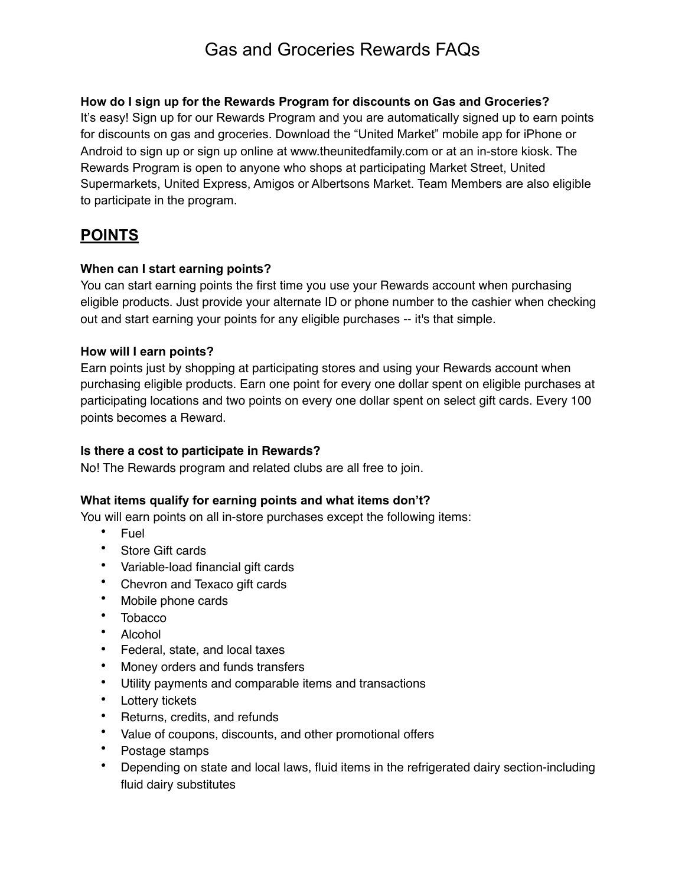# Gas and Groceries Rewards FAQs

**How do I sign up for the Rewards Program for discounts on Gas and Groceries?**
It's easy! Sign up for our Rewards Program and you are automatically signed up to earn points for discounts on gas and groceries. Download the "United Market" mobile app for iPhone or Android to sign up or sign up online at www.theunitedfamily.com or at an in-store kiosk. The Rewards Program is open to anyone who shops at participating Market Street, United Supermarkets, United Express, Amigos or Albertsons Market. Team Members are also eligible to participate in the program.

## POINTS

**When can I start earning points?**
You can start earning points the first time you use your Rewards account when purchasing eligible products. Just provide your alternate ID or phone number to the cashier when checking out and start earning your points for any eligible purchases -- it's that simple.

**How will I earn points?**
Earn points just by shopping at participating stores and using your Rewards account when purchasing eligible products. Earn one point for every one dollar spent on eligible purchases at participating locations and two points on every one dollar spent on select gift cards. Every 100 points becomes a Reward.

**Is there a cost to participate in Rewards?**
No! The Rewards program and related clubs are all free to join.

**What items qualify for earning points and what items don't?**
You will earn points on all in-store purchases except the following items:

- Fuel
- Store Gift cards
- Variable-load financial gift cards
- Chevron and Texaco gift cards
- Mobile phone cards
- Tobacco
- Alcohol
- Federal, state, and local taxes
- Money orders and funds transfers
- Utility payments and comparable items and transactions
- Lottery tickets
- Returns, credits, and refunds
- Value of coupons, discounts, and other promotional offers
- Postage stamps
- Depending on state and local laws, fluid items in the refrigerated dairy section-including fluid dairy substitutes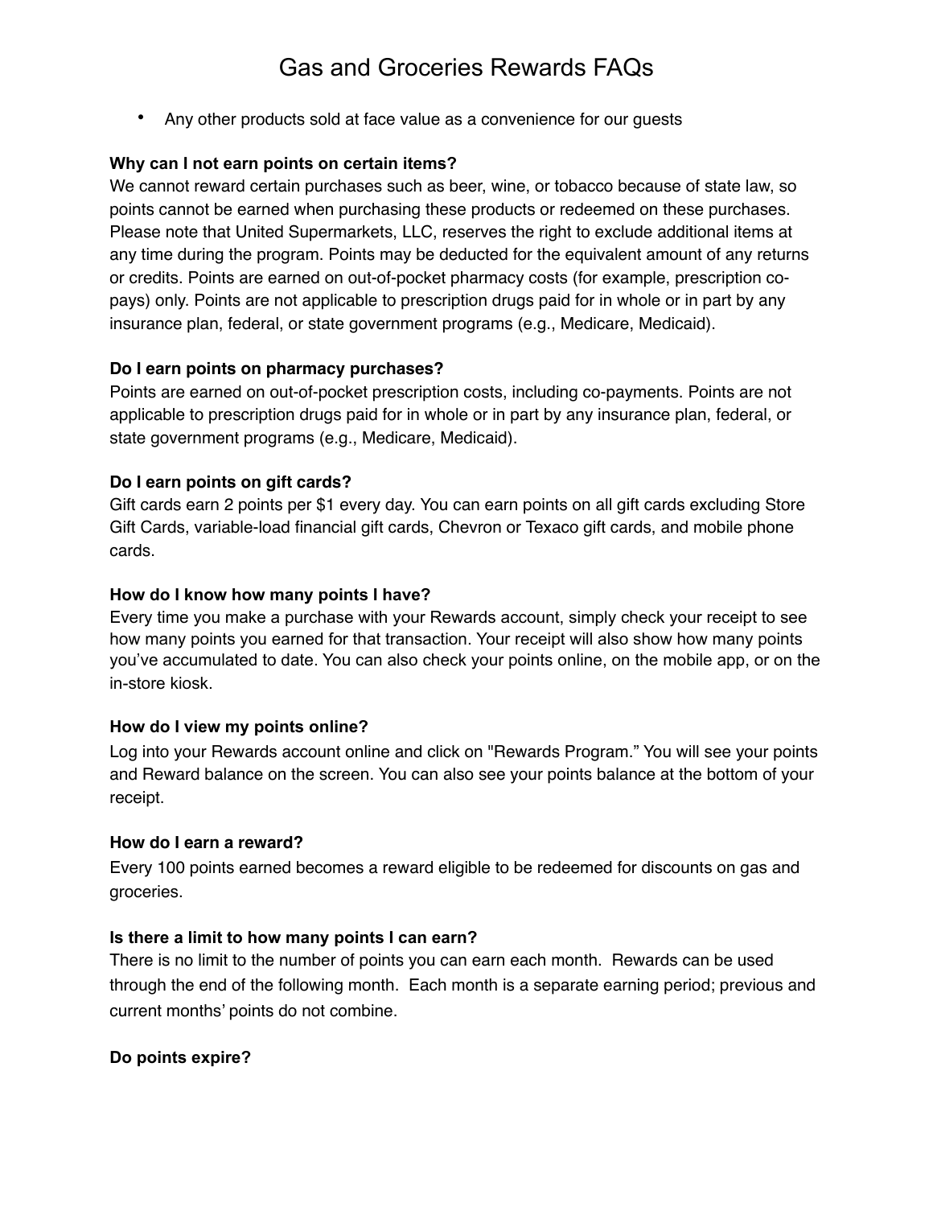- Any other products sold at face value as a convenience for our guests

**Why can I not earn points on certain items?**

We cannot reward certain purchases such as beer, wine, or tobacco because of state law, so points cannot be earned when purchasing these products or redeemed on these purchases. Please note that United Supermarkets, LLC, reserves the right to exclude additional items at any time during the program. Points may be deducted for the equivalent amount of any returns or credits. Points are earned on out-of-pocket pharmacy costs (for example, prescription co-pays) only. Points are not applicable to prescription drugs paid for in whole or in part by any insurance plan, federal, or state government programs (e.g., Medicare, Medicaid).

**Do I earn points on pharmacy purchases?**

Points are earned on out-of-pocket prescription costs, including co-payments. Points are not applicable to prescription drugs paid for in whole or in part by any insurance plan, federal, or state government programs (e.g., Medicare, Medicaid).

**Do I earn points on gift cards?**

Gift cards earn 2 points per $1 every day. You can earn points on all gift cards excluding Store Gift Cards, variable-load financial gift cards, Chevron or Texaco gift cards, and mobile phone cards.

**How do I know how many points I have?**

Every time you make a purchase with your Rewards account, simply check your receipt to see how many points you earned for that transaction. Your receipt will also show how many points you've accumulated to date. You can also check your points online, on the mobile app, or on the in-store kiosk.

**How do I view my points online?**

Log into your Rewards account online and click on "Rewards Program." You will see your points and Reward balance on the screen. You can also see your points balance at the bottom of your receipt.

**How do I earn a reward?**

Every 100 points earned becomes a reward eligible to be redeemed for discounts on gas and groceries.

**Is there a limit to how many points I can earn?**

There is no limit to the number of points you can earn each month. Rewards can be used through the end of the following month. Each month is a separate earning period; previous and current months' points do not combine.

**Do points expire?**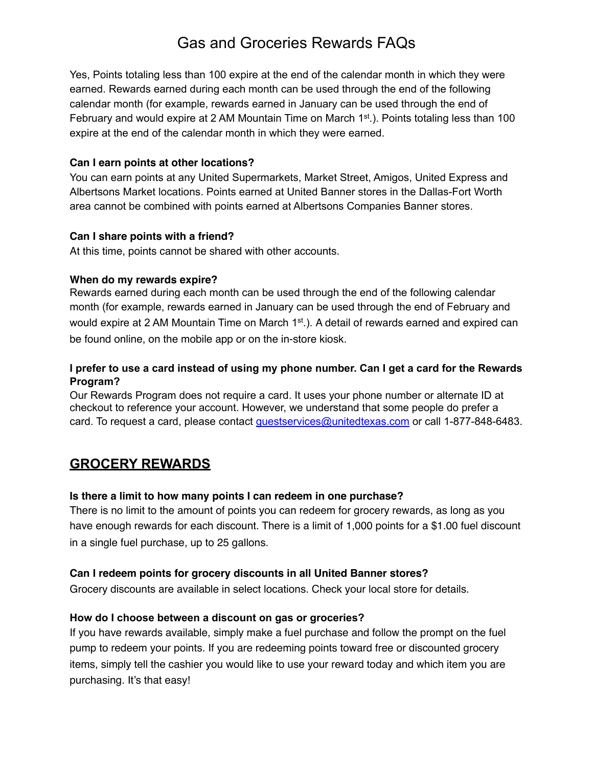# Gas and Groceries Rewards FAQs

Yes, Points totaling less than 100 expire at the end of the calendar month in which they were earned. Rewards earned during each month can be used through the end of the following calendar month (for example, rewards earned in January can be used through the end of February and would expire at 2 AM Mountain Time on March 1st.). Points totaling less than 100 expire at the end of the calendar month in which they were earned.

**Can I earn points at other locations?**
You can earn points at any United Supermarkets, Market Street, Amigos, United Express and Albertsons Market locations. Points earned at United Banner stores in the Dallas-Fort Worth area cannot be combined with points earned at Albertsons Companies Banner stores.

**Can I share points with a friend?**
At this time, points cannot be shared with other accounts.

**When do my rewards expire?**
Rewards earned during each month can be used through the end of the following calendar month (for example, rewards earned in January can be used through the end of February and would expire at 2 AM Mountain Time on March 1st.). A detail of rewards earned and expired can be found online, on the mobile app or on the in-store kiosk.

**I prefer to use a card instead of using my phone number. Can I get a card for the Rewards Program?**
Our Rewards Program does not require a card. It uses your phone number or alternate ID at checkout to reference your account. However, we understand that some people do prefer a card. To request a card, please contact guestservices@unitedtexas.com or call 1-877-848-6483.

## GROCERY REWARDS

**Is there a limit to how many points I can redeem in one purchase?**
There is no limit to the amount of points you can redeem for grocery rewards, as long as you have enough rewards for each discount. There is a limit of 1,000 points for a $1.00 fuel discount in a single fuel purchase, up to 25 gallons.

**Can I redeem points for grocery discounts in all United Banner stores?**
Grocery discounts are available in select locations. Check your local store for details.

**How do I choose between a discount on gas or groceries?**
If you have rewards available, simply make a fuel purchase and follow the prompt on the fuel pump to redeem your points. If you are redeeming points toward free or discounted grocery items, simply tell the cashier you would like to use your reward today and which item you are purchasing. It's that easy!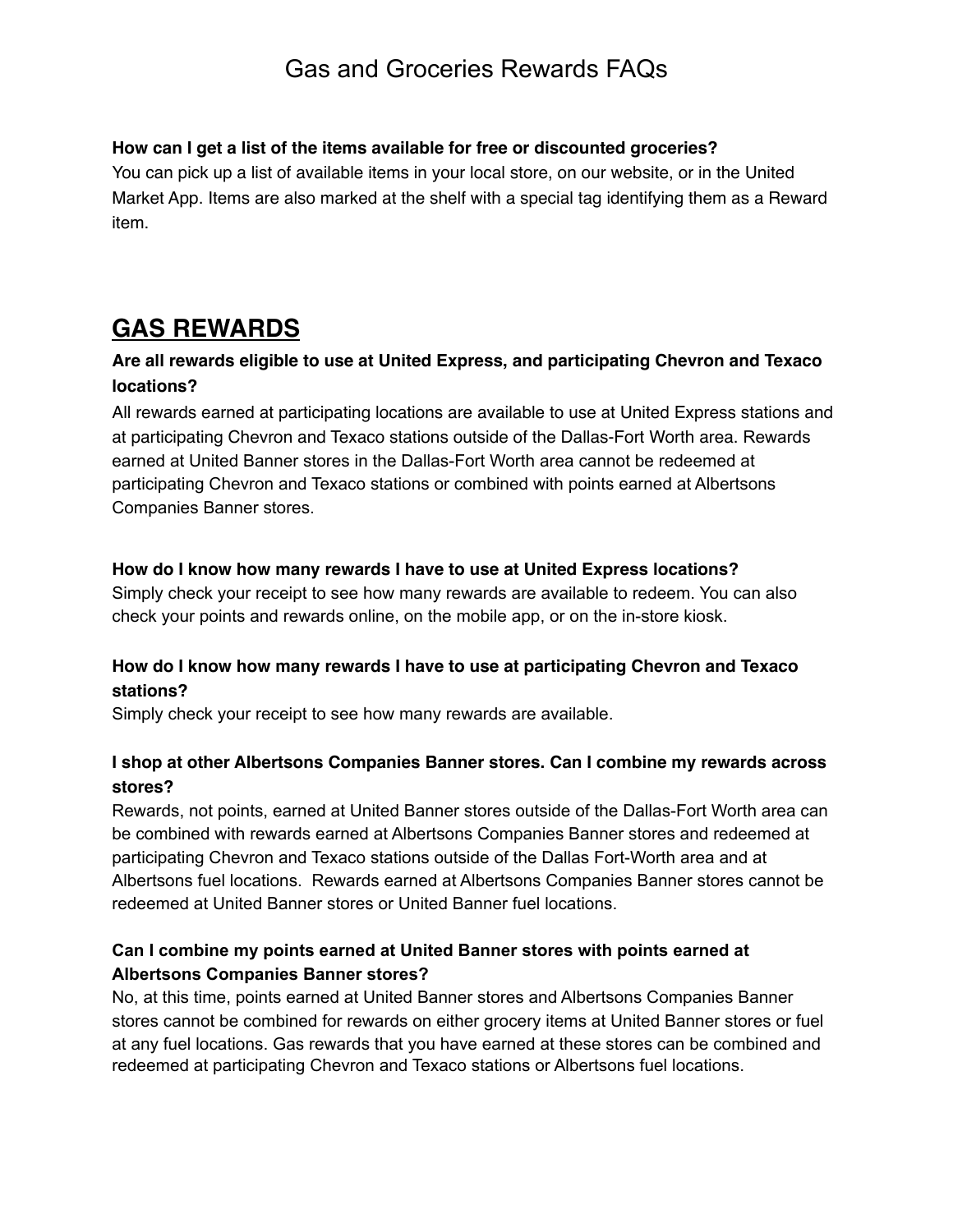# Gas and Groceries Rewards FAQs

**How can I get a list of the items available for free or discounted groceries?**

You can pick up a list of available items in your local store, on our website, or in the United Market App. Items are also marked at the shelf with a special tag identifying them as a Reward item.

## GAS REWARDS

### Are all rewards eligible to use at United Express, and participating Chevron and Texaco locations?

All rewards earned at participating locations are available to use at United Express stations and at participating Chevron and Texaco stations outside of the Dallas-Fort Worth area. Rewards earned at United Banner stores in the Dallas-Fort Worth area cannot be redeemed at participating Chevron and Texaco stations or combined with points earned at Albertsons Companies Banner stores.

**How do I know how many rewards I have to use at United Express locations?**

Simply check your receipt to see how many rewards are available to redeem. You can also check your points and rewards online, on the mobile app, or on the in-store kiosk.

### How do I know how many rewards I have to use at participating Chevron and Texaco stations?

Simply check your receipt to see how many rewards are available.

### I shop at other Albertsons Companies Banner stores. Can I combine my rewards across stores?

Rewards, not points, earned at United Banner stores outside of the Dallas-Fort Worth area can be combined with rewards earned at Albertsons Companies Banner stores and redeemed at participating Chevron and Texaco stations outside of the Dallas Fort-Worth area and at Albertsons fuel locations. Rewards earned at Albertsons Companies Banner stores cannot be redeemed at United Banner stores or United Banner fuel locations.

### Can I combine my points earned at United Banner stores with points earned at Albertsons Companies Banner stores?

No, at this time, points earned at United Banner stores and Albertsons Companies Banner stores cannot be combined for rewards on either grocery items at United Banner stores or fuel at any fuel locations. Gas rewards that you have earned at these stores can be combined and redeemed at participating Chevron and Texaco stations or Albertsons fuel locations.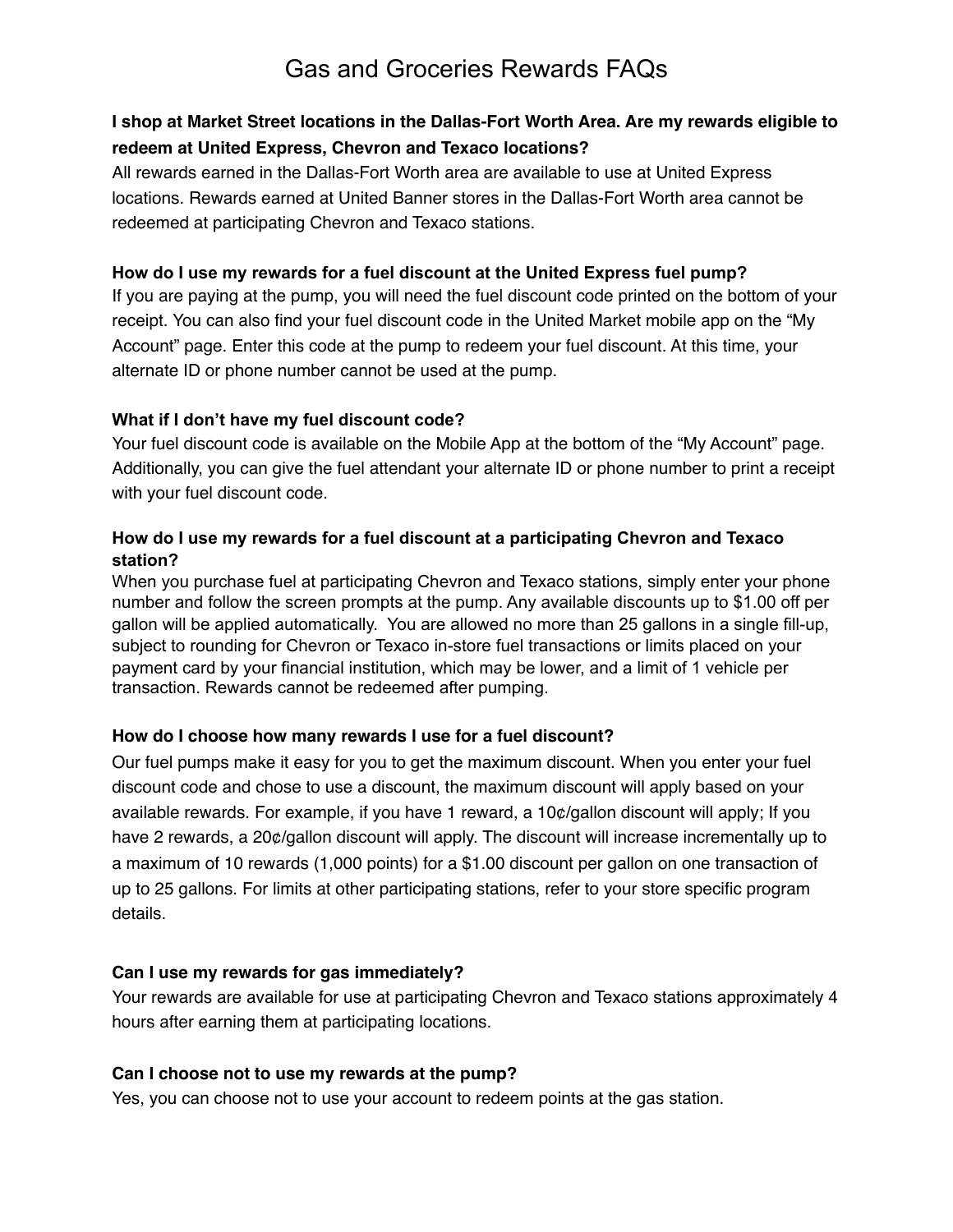# Gas and Groceries Rewards FAQs

**I shop at Market Street locations in the Dallas-Fort Worth Area. Are my rewards eligible to redeem at United Express, Chevron and Texaco locations?**

All rewards earned in the Dallas-Fort Worth area are available to use at United Express locations. Rewards earned at United Banner stores in the Dallas-Fort Worth area cannot be redeemed at participating Chevron and Texaco stations.

**How do I use my rewards for a fuel discount at the United Express fuel pump?**

If you are paying at the pump, you will need the fuel discount code printed on the bottom of your receipt. You can also find your fuel discount code in the United Market mobile app on the "My Account" page. Enter this code at the pump to redeem your fuel discount. At this time, your alternate ID or phone number cannot be used at the pump.

**What if I don't have my fuel discount code?**

Your fuel discount code is available on the Mobile App at the bottom of the "My Account" page. Additionally, you can give the fuel attendant your alternate ID or phone number to print a receipt with your fuel discount code.

**How do I use my rewards for a fuel discount at a participating Chevron and Texaco station?**

When you purchase fuel at participating Chevron and Texaco stations, simply enter your phone number and follow the screen prompts at the pump. Any available discounts up to $1.00 off per gallon will be applied automatically. You are allowed no more than 25 gallons in a single fill-up, subject to rounding for Chevron or Texaco in-store fuel transactions or limits placed on your payment card by your financial institution, which may be lower, and a limit of 1 vehicle per transaction. Rewards cannot be redeemed after pumping.

**How do I choose how many rewards I use for a fuel discount?**

Our fuel pumps make it easy for you to get the maximum discount. When you enter your fuel discount code and chose to use a discount, the maximum discount will apply based on your available rewards. For example, if you have 1 reward, a 10¢/gallon discount will apply; If you have 2 rewards, a 20¢/gallon discount will apply. The discount will increase incrementally up to a maximum of 10 rewards (1,000 points) for a $1.00 discount per gallon on one transaction of up to 25 gallons. For limits at other participating stations, refer to your store specific program details.

**Can I use my rewards for gas immediately?**

Your rewards are available for use at participating Chevron and Texaco stations approximately 4 hours after earning them at participating locations.

**Can I choose not to use my rewards at the pump?**

Yes, you can choose not to use your account to redeem points at the gas station.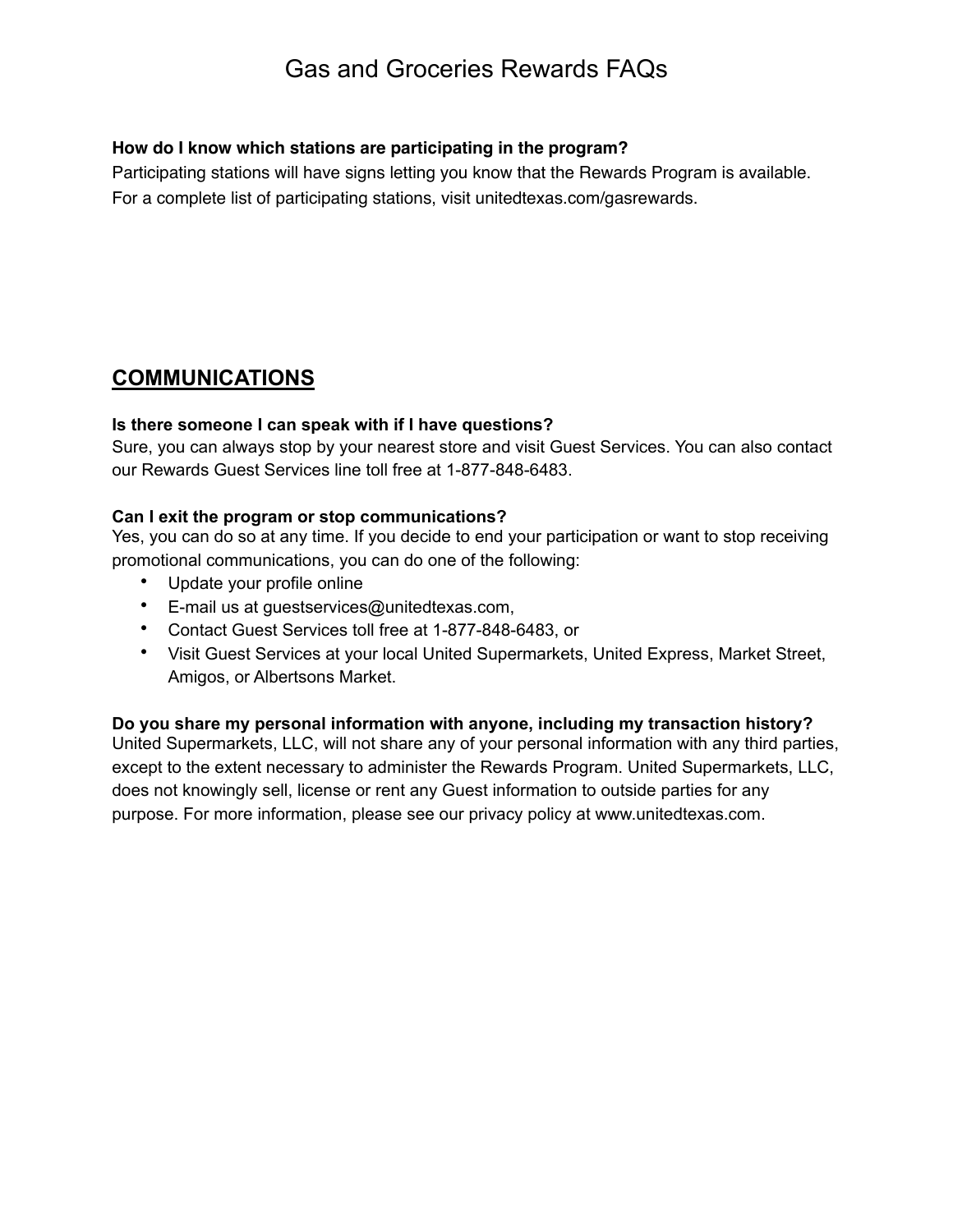# Gas and Groceries Rewards FAQs

**How do I know which stations are participating in the program?**

Participating stations will have signs letting you know that the Rewards Program is available. For a complete list of participating stations, visit unitedtexas.com/gasrewards.

## COMMUNICATIONS

**Is there someone I can speak with if I have questions?**

Sure, you can always stop by your nearest store and visit Guest Services. You can also contact our Rewards Guest Services line toll free at 1-877-848-6483.

**Can I exit the program or stop communications?**

Yes, you can do so at any time. If you decide to end your participation or want to stop receiving promotional communications, you can do one of the following:

- Update your profile online
- E-mail us at guestservices@unitedtexas.com,
- Contact Guest Services toll free at 1-877-848-6483, or
- Visit Guest Services at your local United Supermarkets, United Express, Market Street, Amigos, or Albertsons Market.

**Do you share my personal information with anyone, including my transaction history?**

United Supermarkets, LLC, will not share any of your personal information with any third parties, except to the extent necessary to administer the Rewards Program. United Supermarkets, LLC, does not knowingly sell, license or rent any Guest information to outside parties for any purpose. For more information, please see our privacy policy at www.unitedtexas.com.